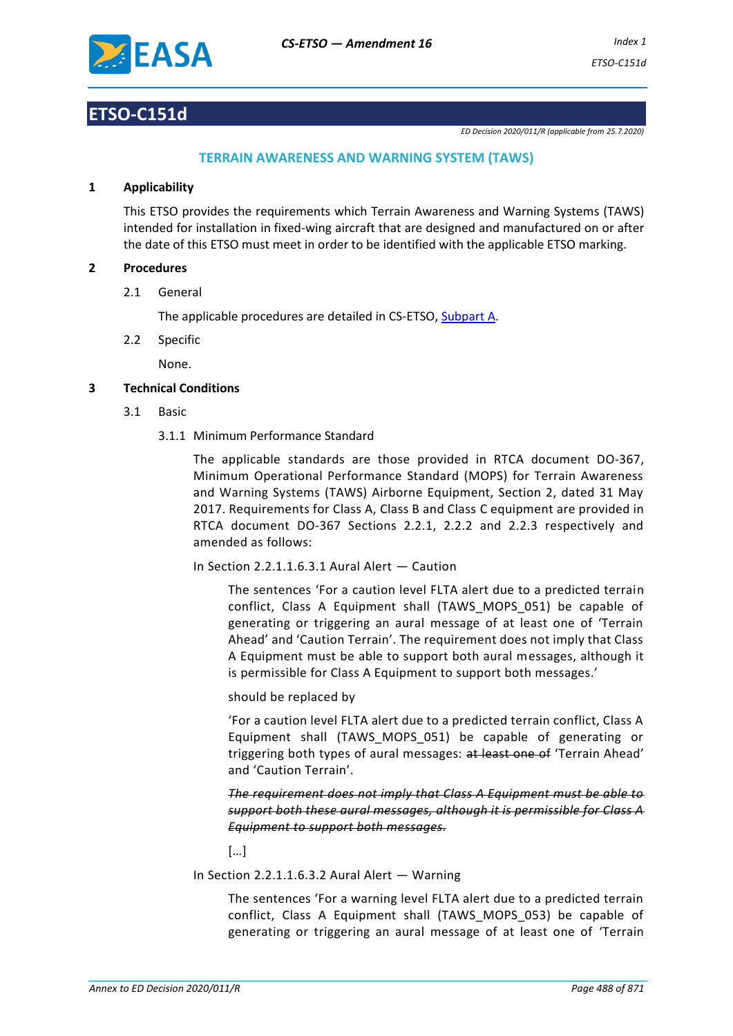# ETSO-C151d

*ED Decision 2020/011/R (applicable from 25.7.2020)*

## TERRAIN AWARENESS AND WARNING SYSTEM (TAWS)

### 1 Applicability

This ETSO provides the requirements which Terrain Awareness and Warning Systems (TAWS) intended for installation in fixed-wing aircraft that are designed and manufactured on or after the date of this ETSO must meet in order to be identified with the applicable ETSO marking.

### 2 Procedures

2.1 General

The applicable procedures are detailed in CS-ETSO, Subpart A.

2.2 Specific

None.

### 3 Technical Conditions

3.1 Basic

3.1.1 Minimum Performance Standard

The applicable standards are those provided in RTCA document DO-367, Minimum Operational Performance Standard (MOPS) for Terrain Awareness and Warning Systems (TAWS) Airborne Equipment, Section 2, dated 31 May 2017. Requirements for Class A, Class B and Class C equipment are provided in RTCA document DO-367 Sections 2.2.1, 2.2.2 and 2.2.3 respectively and amended as follows:

In Section 2.2.1.1.6.3.1 Aural Alert — Caution

The sentences 'For a caution level FLTA alert due to a predicted terrain conflict, Class A Equipment shall (TAWS_MOPS_051) be capable of generating or triggering an aural message of at least one of 'Terrain Ahead' and 'Caution Terrain'. The requirement does not imply that Class A Equipment must be able to support both aural messages, although it is permissible for Class A Equipment to support both messages.'

should be replaced by

'For a caution level FLTA alert due to a predicted terrain conflict, Class A Equipment shall (TAWS_MOPS_051) be capable of generating or triggering both types of aural messages: ~~at least one of~~ 'Terrain Ahead' and 'Caution Terrain'.

~~*The requirement does not imply that Class A Equipment must be able to support both these aural messages, although it is permissible for Class A Equipment to support both messages.*~~

[…]

In Section 2.2.1.1.6.3.2 Aural Alert — Warning

The sentences 'For a warning level FLTA alert due to a predicted terrain conflict, Class A Equipment shall (TAWS_MOPS_053) be capable of generating or triggering an aural message of at least one of 'Terrain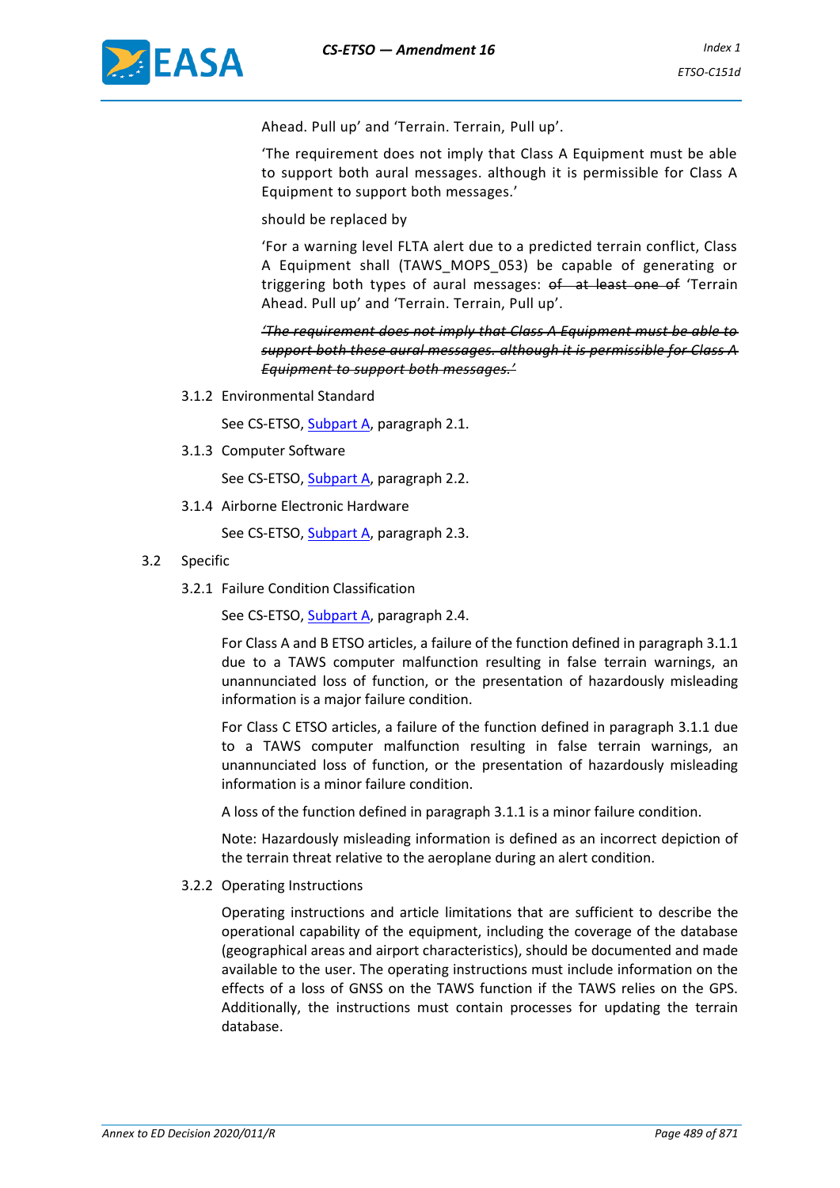Ahead. Pull up' and 'Terrain. Terrain, Pull up'.

'The requirement does not imply that Class A Equipment must be able to support both aural messages. although it is permissible for Class A Equipment to support both messages.'

should be replaced by

'For a warning level FLTA alert due to a predicted terrain conflict, Class A Equipment shall (TAWS_MOPS_053) be capable of generating or triggering both types of aural messages: ~~of at least one of~~ 'Terrain Ahead. Pull up' and 'Terrain. Terrain, Pull up'.

*~~'The requirement does not imply that Class A Equipment must be able to support both these aural messages. although it is permissible for Class A Equipment to support both messages.'~~*

3.1.2 Environmental Standard

See CS-ETSO, Subpart A, paragraph 2.1.

3.1.3 Computer Software

See CS-ETSO, Subpart A, paragraph 2.2.

3.1.4 Airborne Electronic Hardware

See CS-ETSO, Subpart A, paragraph 2.3.

3.2 Specific

3.2.1 Failure Condition Classification

See CS-ETSO, Subpart A, paragraph 2.4.

For Class A and B ETSO articles, a failure of the function defined in paragraph 3.1.1 due to a TAWS computer malfunction resulting in false terrain warnings, an unannunciated loss of function, or the presentation of hazardously misleading information is a major failure condition.

For Class C ETSO articles, a failure of the function defined in paragraph 3.1.1 due to a TAWS computer malfunction resulting in false terrain warnings, an unannunciated loss of function, or the presentation of hazardously misleading information is a minor failure condition.

A loss of the function defined in paragraph 3.1.1 is a minor failure condition.

Note: Hazardously misleading information is defined as an incorrect depiction of the terrain threat relative to the aeroplane during an alert condition.

3.2.2 Operating Instructions

Operating instructions and article limitations that are sufficient to describe the operational capability of the equipment, including the coverage of the database (geographical areas and airport characteristics), should be documented and made available to the user. The operating instructions must include information on the effects of a loss of GNSS on the TAWS function if the TAWS relies on the GPS. Additionally, the instructions must contain processes for updating the terrain database.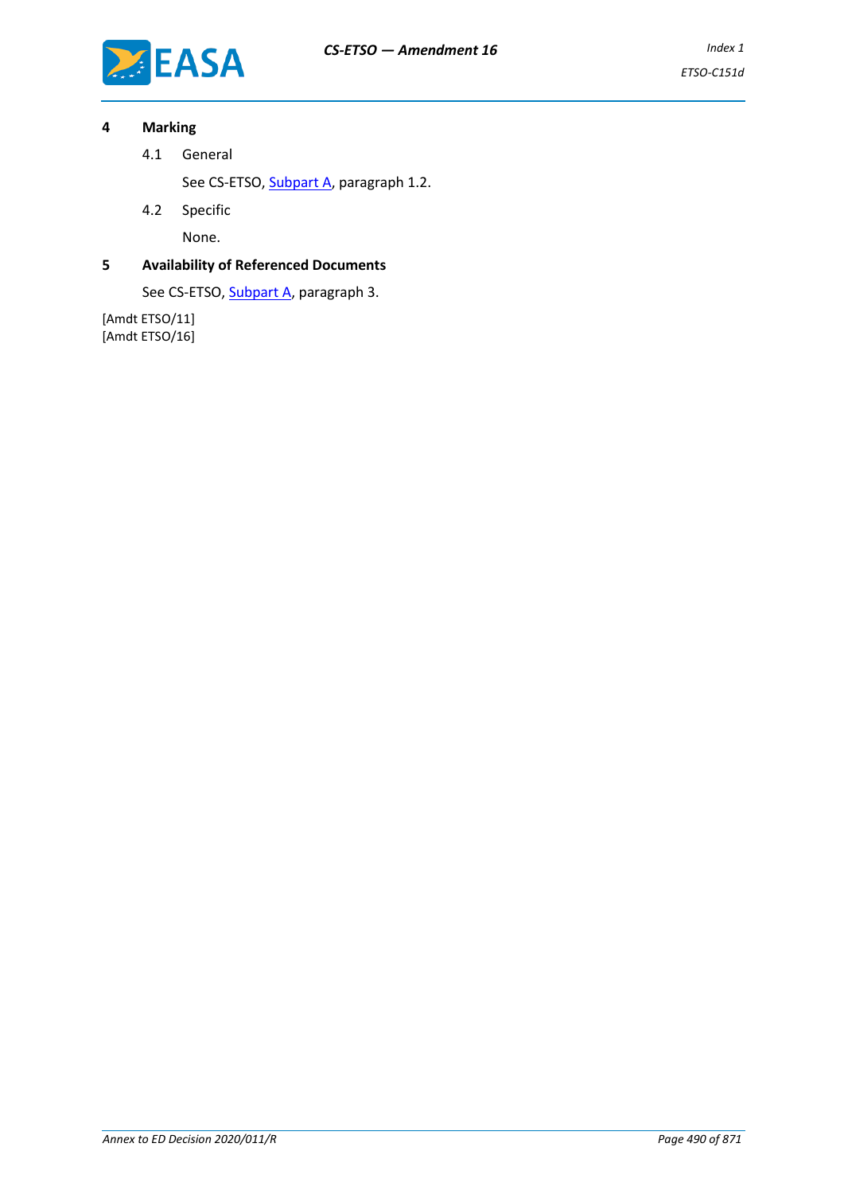## 4 Marking

### 4.1 General

See CS-ETSO, Subpart A, paragraph 1.2.

### 4.2 Specific

None.

## 5 Availability of Referenced Documents

See CS-ETSO, Subpart A, paragraph 3.

[Amdt ETSO/11]
[Amdt ETSO/16]